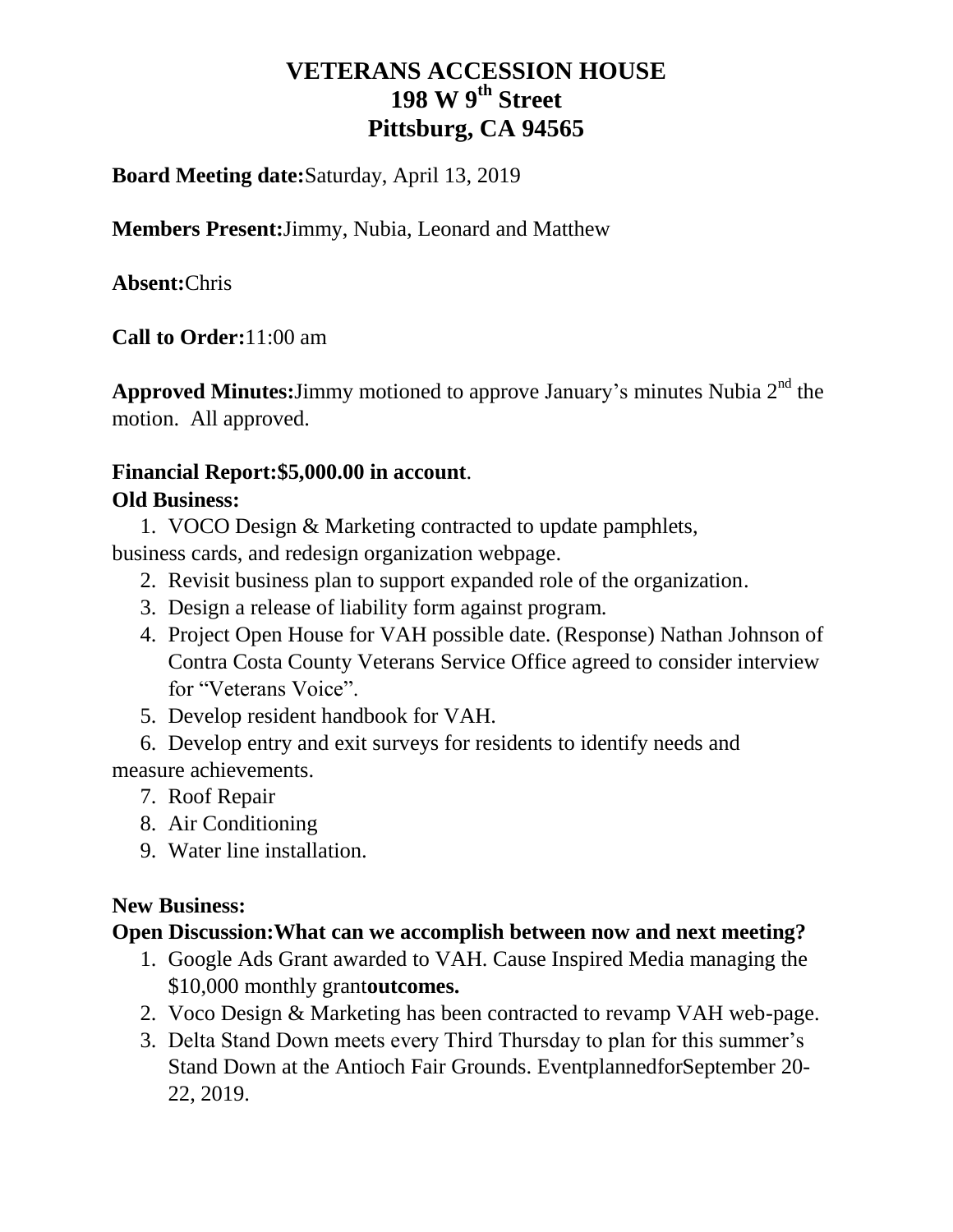# VETERANS ACCESSION HOUSE
# 198 W 9th Street
# Pittsburg, CA 94565

**Board Meeting date:** Saturday, April 13, 2019

**Members Present:** Jimmy, Nubia, Leonard and Matthew

**Absent:** Chris

**Call to Order:** 11:00 am

**Approved Minutes:** Jimmy motioned to approve January's minutes Nubia 2nd the motion. All approved.

**Financial Report: $5,000.00 in account**.

**Old Business:**

1. VOCO Design & Marketing contracted to update pamphlets, business cards, and redesign organization webpage.
2. Revisit business plan to support expanded role of the organization.
3. Design a release of liability form against program.
4. Project Open House for VAH possible date. (Response) Nathan Johnson of Contra Costa County Veterans Service Office agreed to consider interview for "Veterans Voice".
5. Develop resident handbook for VAH.
6. Develop entry and exit surveys for residents to identify needs and measure achievements.
7. Roof Repair
8. Air Conditioning
9. Water line installation.

**New Business:**

**Open Discussion: What can we accomplish between now and next meeting?**

1. Google Ads Grant awarded to VAH. Cause Inspired Media managing the $10,000 monthly grant **outcomes.**
2. Voco Design & Marketing has been contracted to revamp VAH web-page.
3. Delta Stand Down meets every Third Thursday to plan for this summer's Stand Down at the Antioch Fair Grounds. Event planned for September 20-22, 2019.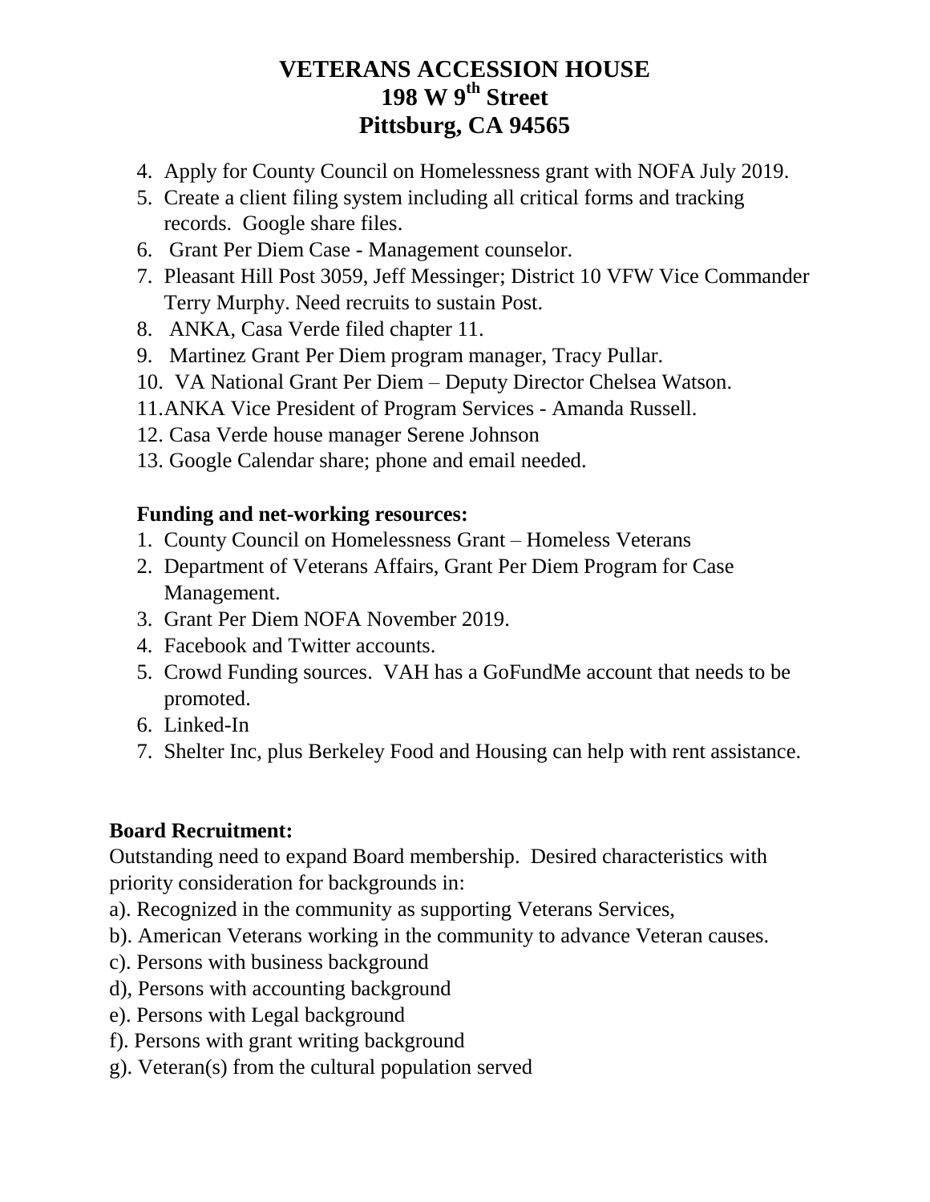# VETERANS ACCESSION HOUSE
# 198 W 9th Street
# Pittsburg, CA 94565

4. Apply for County Council on Homelessness grant with NOFA July 2019.
5. Create a client filing system including all critical forms and tracking records. Google share files.
6. Grant Per Diem Case - Management counselor.
7. Pleasant Hill Post 3059, Jeff Messinger; District 10 VFW Vice Commander Terry Murphy. Need recruits to sustain Post.
8. ANKA, Casa Verde filed chapter 11.
9. Martinez Grant Per Diem program manager, Tracy Pullar.
10. VA National Grant Per Diem – Deputy Director Chelsea Watson.
11. ANKA Vice President of Program Services - Amanda Russell.
12. Casa Verde house manager Serene Johnson
13. Google Calendar share; phone and email needed.

**Funding and net-working resources:**

1. County Council on Homelessness Grant – Homeless Veterans
2. Department of Veterans Affairs, Grant Per Diem Program for Case Management.
3. Grant Per Diem NOFA November 2019.
4. Facebook and Twitter accounts.
5. Crowd Funding sources. VAH has a GoFundMe account that needs to be promoted.
6. Linked-In
7. Shelter Inc, plus Berkeley Food and Housing can help with rent assistance.

**Board Recruitment:**

Outstanding need to expand Board membership. Desired characteristics with priority consideration for backgrounds in:

a). Recognized in the community as supporting Veterans Services,
b). American Veterans working in the community to advance Veteran causes.
c). Persons with business background
d), Persons with accounting background
e). Persons with Legal background
f). Persons with grant writing background
g). Veteran(s) from the cultural population served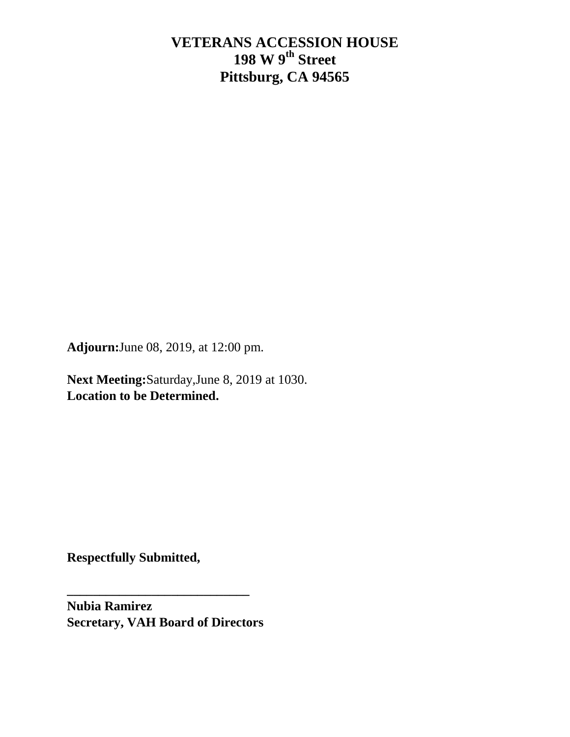**VETERANS ACCESSION HOUSE**
**198 W 9th Street**
**Pittsburg, CA 94565**

**Adjourn:** June 08, 2019, at 12:00 pm.

**Next Meeting:** Saturday, June 8, 2019 at 1030.
**Location to be Determined.**

**Respectfully Submitted,**

**____________________________**
**Nubia Ramirez**
**Secretary, VAH Board of Directors**